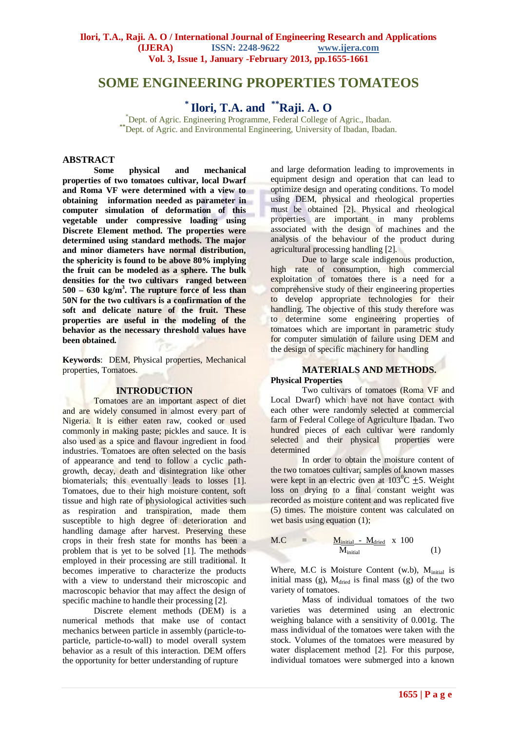# SOME ENGINEERING PROPERTIES TOMATEOS

## [*] Ilori, T.A. and [**]Raji. A. O

[*]Dept. of Agric. Engineering Programme, Federal College of Agric., Ibadan.
[**]Dept. of Agric. and Environmental Engineering, University of Ibadan, Ibadan.

## ABSTRACT

**Some physical and mechanical properties of two tomatoes cultivar, local Dwarf and Roma VF were determined with a view to obtaining information needed as parameter in computer simulation of deformation of this vegetable under compressive loading using Discrete Element method. The properties were determined using standard methods. The major and minor diameters have normal distribution, the sphericity is found to be above 80% implying the fruit can be modeled as a sphere. The bulk densities for the two cultivars ranged between 500 – 630 kg/m$^3$. The rupture force of less than 50N for the two cultivars is a confirmation of the soft and delicate nature of the fruit. These properties are useful in the modeling of the behavior as the necessary threshold values have been obtained.**

**Keywords**: DEM, Physical properties, Mechanical properties, Tomatoes.

## INTRODUCTION

Tomatoes are an important aspect of diet and are widely consumed in almost every part of Nigeria. It is either eaten raw, cooked or used commonly in making paste; pickles and sauce. It is also used as a spice and flavour ingredient in food industries. Tomatoes are often selected on the basis of appearance and tend to follow a cyclic path-growth, decay, death and disintegration like other biomaterials; this eventually leads to losses [1]. Tomatoes, due to their high moisture content, soft tissue and high rate of physiological activities such as respiration and transpiration, made them susceptible to high degree of deterioration and handling damage after harvest. Preserving these crops in their fresh state for months has been a problem that is yet to be solved [1]. The methods employed in their processing are still traditional. It becomes imperative to characterize the products with a view to understand their microscopic and macroscopic behavior that may affect the design of specific machine to handle their processing [2].

Discrete element methods (DEM) is a numerical methods that make use of contact mechanics between particle in assembly (particle-to-particle, particle-to-wall) to model overall system behavior as a result of this interaction. DEM offers the opportunity for better understanding of rupture and large deformation leading to improvements in equipment design and operation that can lead to optimize design and operating conditions. To model using DEM, physical and rheological properties must be obtained [2]. Physical and rheological properties are important in many problems associated with the design of machines and the analysis of the behaviour of the product during agricultural processing handling [2].

Due to large scale indigenous production, high rate of consumption, high commercial exploitation of tomatoes there is a need for a comprehensive study of their engineering properties to develop appropriate technologies for their handling. The objective of this study therefore was to determine some engineering properties of tomatoes which are important in parametric study for computer simulation of failure using DEM and the design of specific machinery for handling

## MATERIALS AND METHODS.

### Physical Properties

Two cultivars of tomatoes (Roma VF and Local Dwarf) which have not have contact with each other were randomly selected at commercial farm of Federal College of Agriculture Ibadan. Two hundred pieces of each cultivar were randomly selected and their physical properties were determined

In order to obtain the moisture content of the two tomatoes cultivar, samples of known masses were kept in an electric oven at 103$^0$C $\pm$5. Weight loss on drying to a final constant weight was recorded as moisture content and was replicated five (5) times. The moisture content was calculated on wet basis using equation (1);

$$M.C = \frac{M_{initial} - M_{dried}}{M_{initial}} \times 100 \qquad (1)$$

Where, M.C is Moisture Content (w.b), $M_{initial}$ is initial mass (g), $M_{dried}$ is final mass (g) of the two variety of tomatoes.

Mass of individual tomatoes of the two varieties was determined using an electronic weighing balance with a sensitivity of 0.001g. The mass individual of the tomatoes were taken with the stock. Volumes of the tomatoes were measured by water displacement method [2]. For this purpose, individual tomatoes were submerged into a known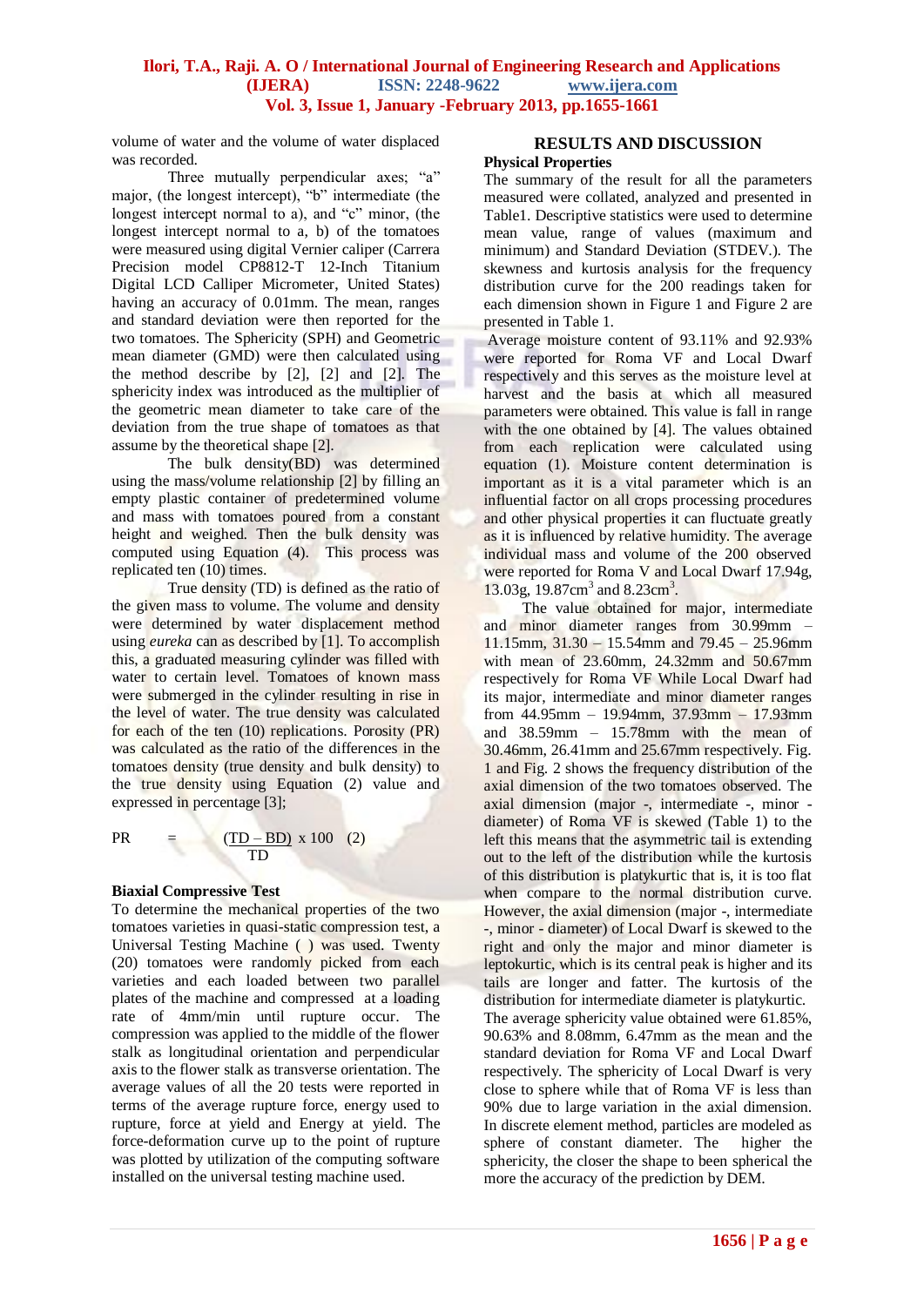volume of water and the volume of water displaced was recorded.

Three mutually perpendicular axes; "a" major, (the longest intercept), "b" intermediate (the longest intercept normal to a), and "c" minor, (the longest intercept normal to a, b) of the tomatoes were measured using digital Vernier caliper (Carrera Precision model CP8812-T 12-Inch Titanium Digital LCD Calliper Micrometer, United States) having an accuracy of 0.01mm. The mean, ranges and standard deviation were then reported for the two tomatoes. The Sphericity (SPH) and Geometric mean diameter (GMD) were then calculated using the method describe by [2], [2] and [2]. The sphericity index was introduced as the multiplier of the geometric mean diameter to take care of the deviation from the true shape of tomatoes as that assume by the theoretical shape [2].

The bulk density(BD) was determined using the mass/volume relationship [2] by filling an empty plastic container of predetermined volume and mass with tomatoes poured from a constant height and weighed. Then the bulk density was computed using Equation (4). This process was replicated ten (10) times.

True density (TD) is defined as the ratio of the given mass to volume. The volume and density were determined by water displacement method using *eureka* can as described by [1]. To accomplish this, a graduated measuring cylinder was filled with water to certain level. Tomatoes of known mass were submerged in the cylinder resulting in rise in the level of water. The true density was calculated for each of the ten (10) replications. Porosity (PR) was calculated as the ratio of the differences in the tomatoes density (true density and bulk density) to the true density using Equation (2) value and expressed in percentage [3];

$$PR = \frac{(TD - BD)}{TD} \times 100 \quad (2)$$

**Biaxial Compressive Test**

To determine the mechanical properties of the two tomatoes varieties in quasi-static compression test, a Universal Testing Machine ( ) was used. Twenty (20) tomatoes were randomly picked from each varieties and each loaded between two parallel plates of the machine and compressed at a loading rate of 4mm/min until rupture occur. The compression was applied to the middle of the flower stalk as longitudinal orientation and perpendicular axis to the flower stalk as transverse orientation. The average values of all the 20 tests were reported in terms of the average rupture force, energy used to rupture, force at yield and Energy at yield. The force-deformation curve up to the point of rupture was plotted by utilization of the computing software installed on the universal testing machine used.

## RESULTS AND DISCUSSION

**Physical Properties**

The summary of the result for all the parameters measured were collated, analyzed and presented in Table1. Descriptive statistics were used to determine mean value, range of values (maximum and minimum) and Standard Deviation (STDEV.). The skewness and kurtosis analysis for the frequency distribution curve for the 200 readings taken for each dimension shown in Figure 1 and Figure 2 are presented in Table 1.

Average moisture content of 93.11% and 92.93% were reported for Roma VF and Local Dwarf respectively and this serves as the moisture level at harvest and the basis at which all measured parameters were obtained. This value is fall in range with the one obtained by [4]. The values obtained from each replication were calculated using equation (1). Moisture content determination is important as it is a vital parameter which is an influential factor on all crops processing procedures and other physical properties it can fluctuate greatly as it is influenced by relative humidity. The average individual mass and volume of the 200 observed were reported for Roma V and Local Dwarf 17.94g, 13.03g, 19.87cm$^3$ and 8.23cm$^3$.

The value obtained for major, intermediate and minor diameter ranges from 30.99mm – 11.15mm, 31.30 – 15.54mm and 79.45 – 25.96mm with mean of 23.60mm, 24.32mm and 50.67mm respectively for Roma VF While Local Dwarf had its major, intermediate and minor diameter ranges from 44.95mm – 19.94mm, 37.93mm – 17.93mm and 38.59mm – 15.78mm with the mean of 30.46mm, 26.41mm and 25.67mm respectively. Fig. 1 and Fig. 2 shows the frequency distribution of the axial dimension of the two tomatoes observed. The axial dimension (major -, intermediate -, minor - diameter) of Roma VF is skewed (Table 1) to the left this means that the asymmetric tail is extending out to the left of the distribution while the kurtosis of this distribution is platykurtic that is, it is too flat when compare to the normal distribution curve. However, the axial dimension (major -, intermediate -, minor - diameter) of Local Dwarf is skewed to the right and only the major and minor diameter is leptokurtic, which is its central peak is higher and its tails are longer and fatter. The kurtosis of the distribution for intermediate diameter is platykurtic. The average sphericity value obtained were 61.85%, 90.63% and 8.08mm, 6.47mm as the mean and the standard deviation for Roma VF and Local Dwarf respectively. The sphericity of Local Dwarf is very close to sphere while that of Roma VF is less than 90% due to large variation in the axial dimension. In discrete element method, particles are modeled as sphere of constant diameter. The higher the sphericity, the closer the shape to been spherical the more the accuracy of the prediction by DEM.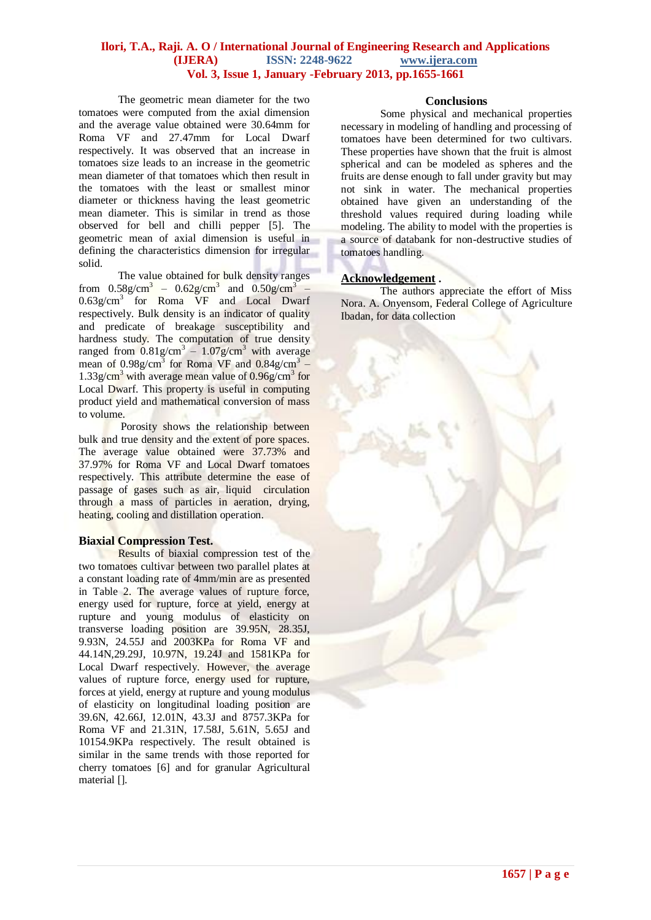The geometric mean diameter for the two tomatoes were computed from the axial dimension and the average value obtained were 30.64mm for Roma VF and 27.47mm for Local Dwarf respectively. It was observed that an increase in tomatoes size leads to an increase in the geometric mean diameter of that tomatoes which then result in the tomatoes with the least or smallest minor diameter or thickness having the least geometric mean diameter. This is similar in trend as those observed for bell and chilli pepper [5]. The geometric mean of axial dimension is useful in defining the characteristics dimension for irregular solid.

The value obtained for bulk density ranges from 0.58g/cm$^3$ – 0.62g/cm$^3$ and 0.50g/cm$^3$ – 0.63g/cm$^3$ for Roma VF and Local Dwarf respectively. Bulk density is an indicator of quality and predicate of breakage susceptibility and hardness study. The computation of true density ranged from 0.81g/cm$^3$ – 1.07g/cm$^3$ with average mean of 0.98g/cm$^3$ for Roma VF and 0.84g/cm$^3$ – 1.33g/cm$^3$ with average mean value of 0.96g/cm$^3$ for Local Dwarf. This property is useful in computing product yield and mathematical conversion of mass to volume.

Porosity shows the relationship between bulk and true density and the extent of pore spaces. The average value obtained were 37.73% and 37.97% for Roma VF and Local Dwarf tomatoes respectively. This attribute determine the ease of passage of gases such as air, liquid circulation through a mass of particles in aeration, drying, heating, cooling and distillation operation.

## Biaxial Compression Test.

Results of biaxial compression test of the two tomatoes cultivar between two parallel plates at a constant loading rate of 4mm/min are as presented in Table 2. The average values of rupture force, energy used for rupture, force at yield, energy at rupture and young modulus of elasticity on transverse loading position are 39.95N, 28.35J, 9.93N, 24.55J and 2003KPa for Roma VF and 44.14N,29.29J, 10.97N, 19.24J and 1581KPa for Local Dwarf respectively. However, the average values of rupture force, energy used for rupture, forces at yield, energy at rupture and young modulus of elasticity on longitudinal loading position are 39.6N, 42.66J, 12.01N, 43.3J and 8757.3KPa for Roma VF and 21.31N, 17.58J, 5.61N, 5.65J and 10154.9KPa respectively. The result obtained is similar in the same trends with those reported for cherry tomatoes [6] and for granular Agricultural material [].

## Conclusions

Some physical and mechanical properties necessary in modeling of handling and processing of tomatoes have been determined for two cultivars. These properties have shown that the fruit is almost spherical and can be modeled as spheres and the fruits are dense enough to fall under gravity but may not sink in water. The mechanical properties obtained have given an understanding of the threshold values required during loading while modeling. The ability to model with the properties is a source of databank for non-destructive studies of tomatoes handling.

## Acknowledgement .

The authors appreciate the effort of Miss Nora. A. Onyensom, Federal College of Agriculture Ibadan, for data collection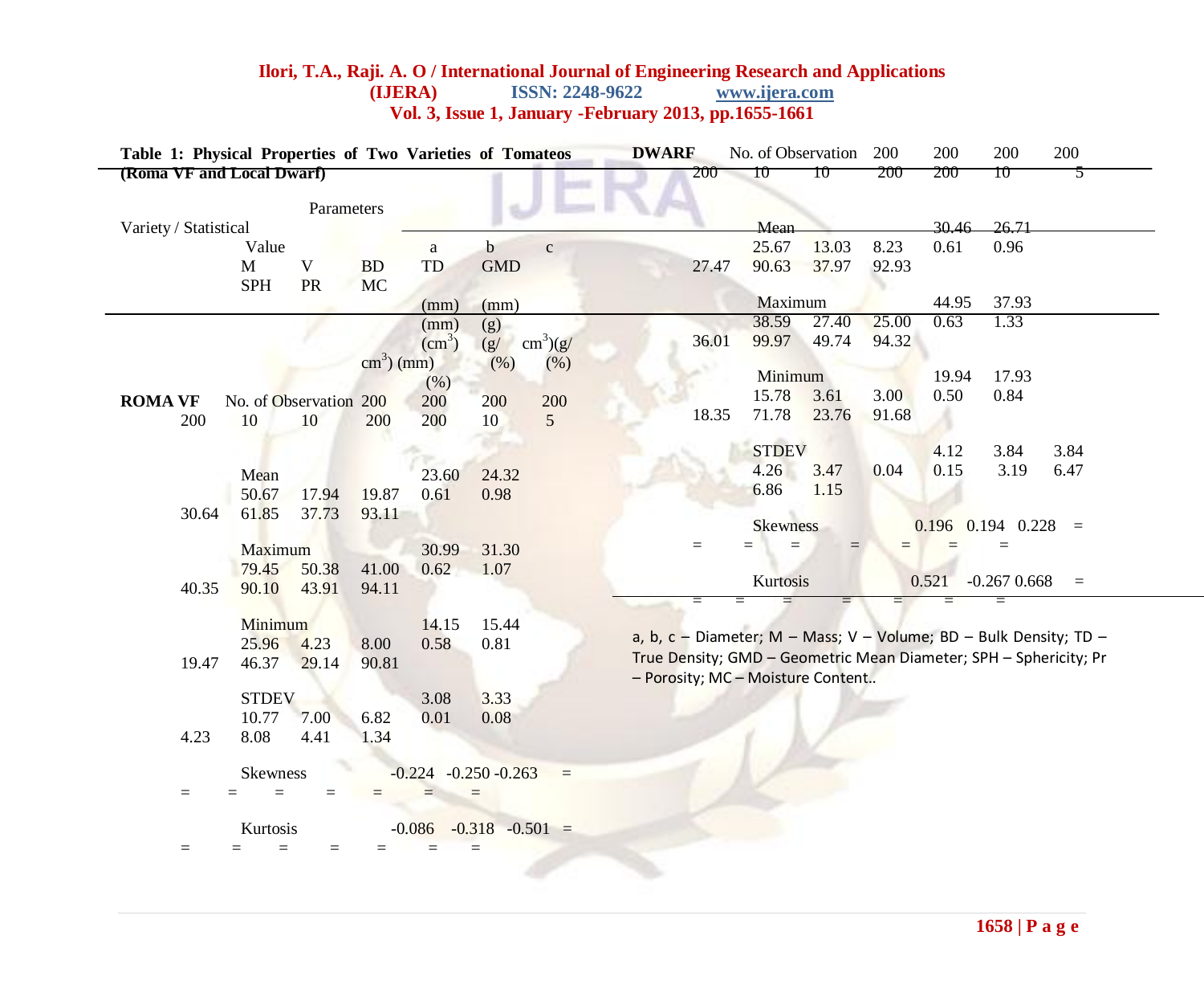**Table 1: Physical Properties of Two Varieties of Tomateos (Roma VF and Local Dwarf)**

| Variety / Statistical Value | | Parameters | | | | | | | | | | |
|---|---|---|---|---|---|---|---|---|---|---|---|---|
| | | a (mm) | b (mm) | c (mm) | M (g) | V ($cm^3$) | BD ($g/cm^3$) | TD ($g/cm^3$) | GMD (mm) | SPH (%) | PR (%) | MC (%) |
| **ROMA VF** | No. of Observation | 200 | 200 | 200 | 200 | 200 | 10 | 10 | 200 | 200 | 10 | 5 |
| | Mean | 23.60 | 24.32 | 50.67 | 17.94 | 19.87 | 0.61 | 0.98 | 30.64 | 61.85 | 37.73 | 93.11 |
| | Maximum | 30.99 | 31.30 | 79.45 | 50.38 | 41.00 | 0.62 | 1.07 | 40.35 | 90.10 | 43.91 | 94.11 |
| | Minimum | 14.15 | 15.44 | 25.96 | 4.23 | 8.00 | 0.58 | 0.81 | 19.47 | 46.37 | 29.14 | 90.81 |
| | STDEV | 3.08 | 3.33 | 10.77 | 7.00 | 6.82 | 0.01 | 0.08 | 4.23 | 8.08 | 4.41 | 1.34 |
| | Skewness | -0.224 | -0.250 | -0.263 | = | = | = | = | = | = | = | = |
| | Kurtosis | -0.086 | -0.318 | -0.501 | = | = | = | = | = | = | = | = |
| **DWARF** | No. of Observation | 200 | 200 | 200 | 200 | 200 | 10 | 10 | 200 | 200 | 10 | 5 |
| | Mean | 30.46 | 26.71 | 25.67 | 13.03 | 8.23 | 0.61 | 0.96 | 27.47 | 90.63 | 37.97 | 92.93 |
| | Maximum | 44.95 | 37.93 | 38.59 | 27.40 | 25.00 | 0.63 | 1.33 | 36.01 | 99.97 | 49.74 | 94.32 |
| | Minimum | 19.94 | 17.93 | 15.78 | 3.61 | 3.00 | 0.50 | 0.84 | 18.35 | 71.78 | 23.76 | 91.68 |
| | STDEV | 4.12 | 3.84 | 3.84 | 4.26 | 3.47 | 0.04 | 0.15 | 3.19 | 6.47 | 6.86 | 1.15 |
| | Skewness | 0.196 | 0.194 | 0.228 | = | = | = | = | = | = | = | = |
| | Kurtosis | 0.521 | -0.267 | 0.668 | = | = | = | = | = | = | = | = |

a, b, c – Diameter; M – Mass; V – Volume; BD – Bulk Density; TD – True Density; GMD – Geometric Mean Diameter; SPH – Sphericity; Pr – Porosity; MC – Moisture Content..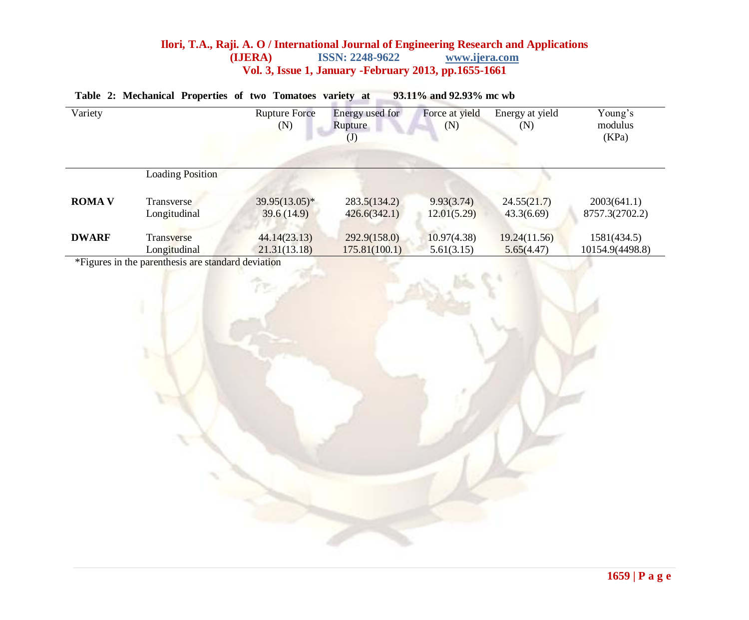**Table 2: Mechanical Properties of two Tomatoes variety at 93.11% and 92.93% mc wb**

| Variety | Loading Position | Rupture Force (N) | Energy used for Rupture (J) | Force at yield (N) | Energy at yield (N) | Young's modulus (KPa) |
|---|---|---|---|---|---|---|
| **ROMA V** | Transverse | 39.95(13.05)* | 283.5(134.2) | 9.93(3.74) | 24.55(21.7) | 2003(641.1) |
| | Longitudinal | 39.6 (14.9) | 426.6(342.1) | 12.01(5.29) | 43.3(6.69) | 8757.3(2702.2) |
| **DWARF** | Transverse | 44.14(23.13) | 292.9(158.0) | 10.97(4.38) | 19.24(11.56) | 1581(434.5) |
| | Longitudinal | 21.31(13.18) | 175.81(100.1) | 5.61(3.15) | 5.65(4.47) | 10154.9(4498.8) |

*Figures in the parenthesis are standard deviation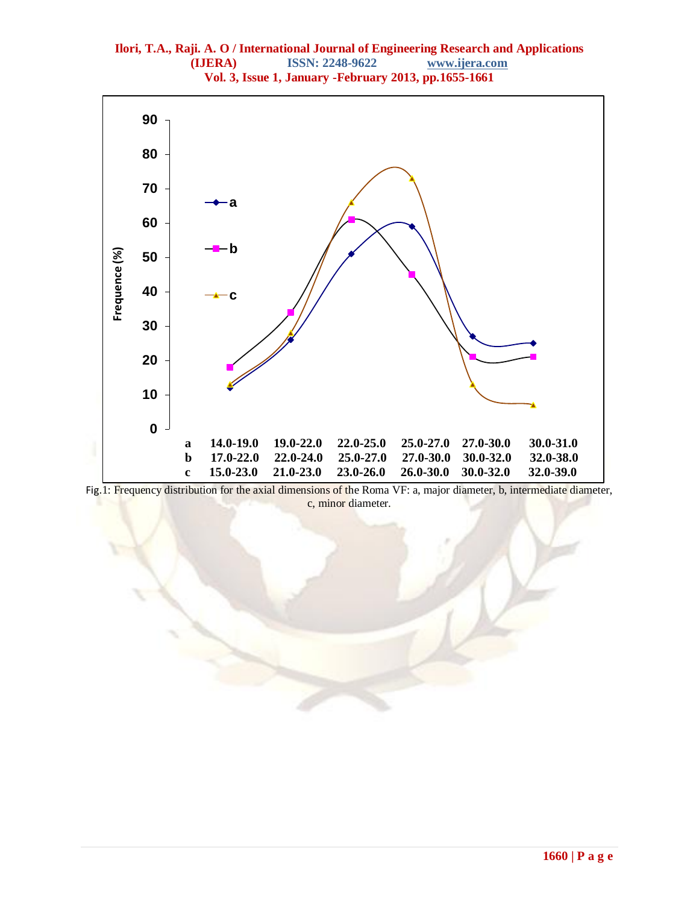Fig.1: Frequency distribution for the axial dimensions of the Roma VF: a, major diameter, b, intermediate diameter, c, minor diameter.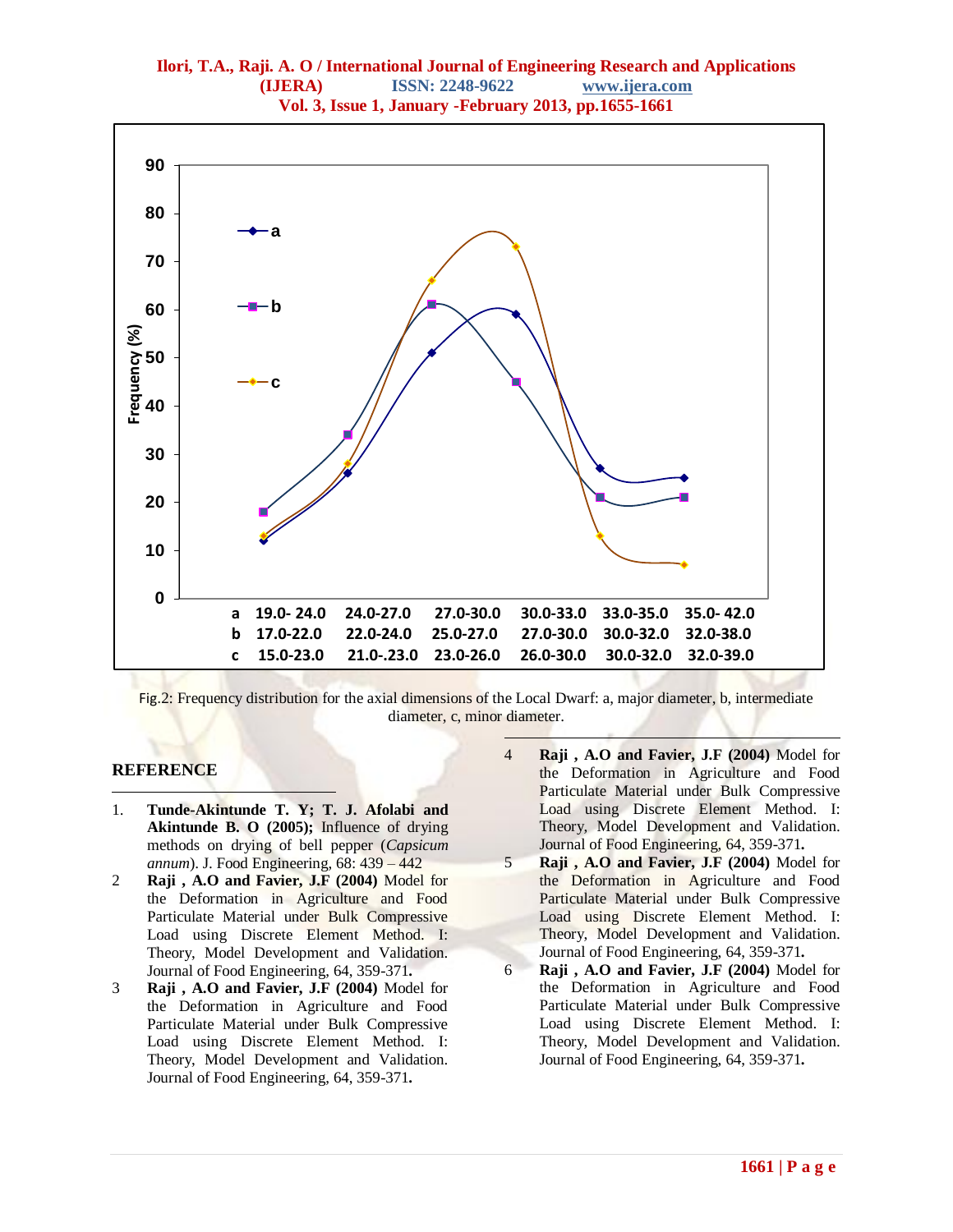90
80
70
60
50
40
30
20
10
0

Frequency (%)

a
b
c

a 19.0- 24.0 24.0-27.0 27.0-30.0 30.0-33.0 33.0-35.0 35.0- 42.0

b 17.0-22.0 22.0-24.0 25.0-27.0 27.0-30.0 30.0-32.0 32.0-38.0

c 15.0-23.0 21.0-.23.0 23.0-26.0 26.0-30.0 30.0-32.0 32.0-39.0

Fig.2: Frequency distribution for the axial dimensions of the Local Dwarf: a, major diameter, b, intermediate diameter, c, minor diameter.

## REFERENCE

1. **Tunde-Akintunde T. Y; T. J. Afolabi and Akintunde B. O (2005);** Influence of drying methods on drying of bell pepper (*Capsicum annum*). J. Food Engineering, 68: 439 – 442
2. **Raji , A.O and Favier, J.F (2004)** Model for the Deformation in Agriculture and Food Particulate Material under Bulk Compressive Load using Discrete Element Method. I: Theory, Model Development and Validation. Journal of Food Engineering, 64, 359-371**.**
3. **Raji , A.O and Favier, J.F (2004)** Model for the Deformation in Agriculture and Food Particulate Material under Bulk Compressive Load using Discrete Element Method. I: Theory, Model Development and Validation. Journal of Food Engineering, 64, 359-371**.**
4. **Raji , A.O and Favier, J.F (2004)** Model for the Deformation in Agriculture and Food Particulate Material under Bulk Compressive Load using Discrete Element Method. I: Theory, Model Development and Validation. Journal of Food Engineering, 64, 359-371**.**
5. **Raji , A.O and Favier, J.F (2004)** Model for the Deformation in Agriculture and Food Particulate Material under Bulk Compressive Load using Discrete Element Method. I: Theory, Model Development and Validation. Journal of Food Engineering, 64, 359-371**.**
6. **Raji , A.O and Favier, J.F (2004)** Model for the Deformation in Agriculture and Food Particulate Material under Bulk Compressive Load using Discrete Element Method. I: Theory, Model Development and Validation. Journal of Food Engineering, 64, 359-371**.**